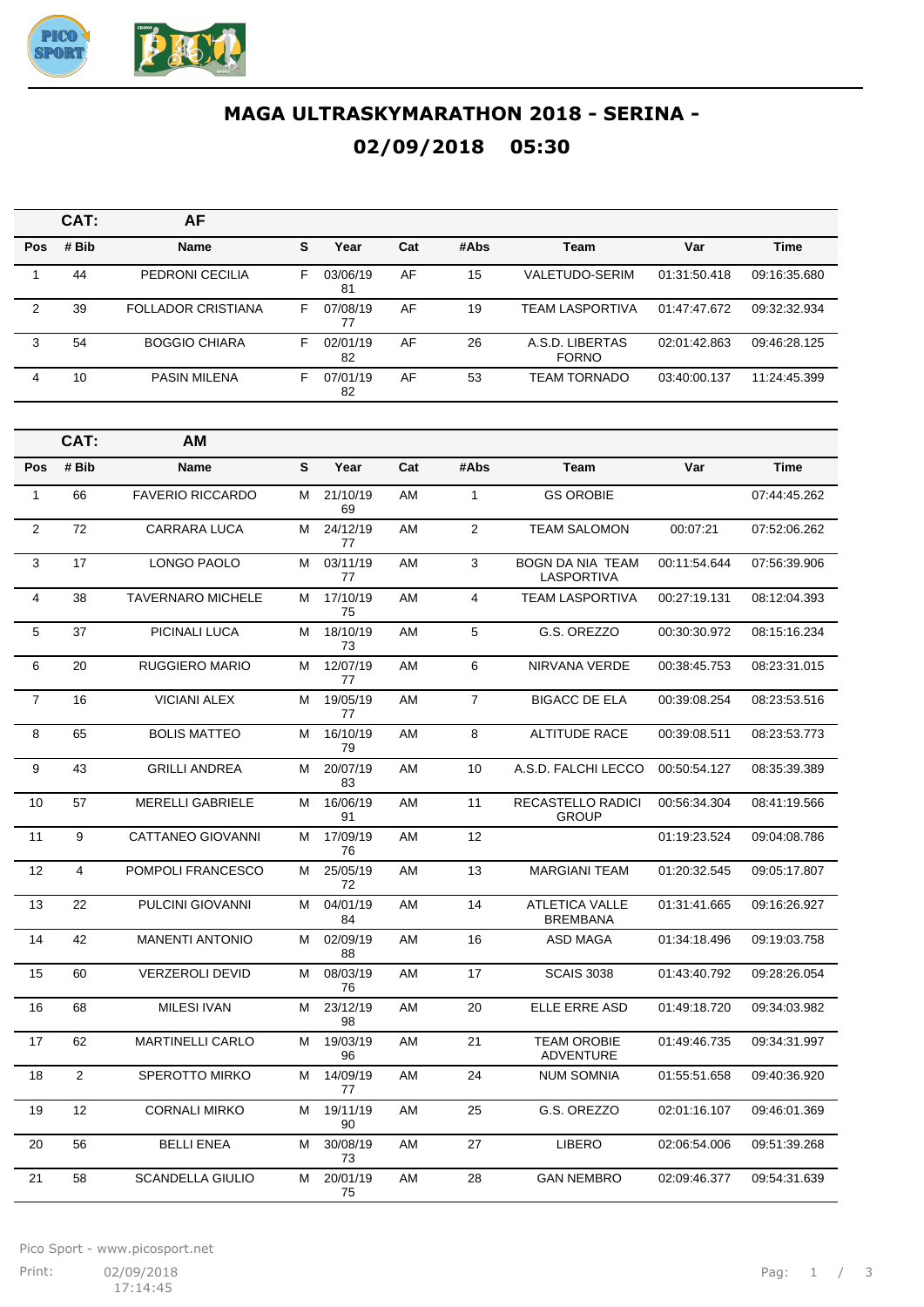# MAGA ULTRASKYMARATHON 2018 - SERINA - 02/09/2018 05:30

**CAT: AF**

| Pos | # Bib | Name | S | Year | Cat | #Abs | Team | Var | Time |
|---|---|---|---|---|---|---|---|---|---|
| 1 | 44 | PEDRONI CECILIA | F | 03/06/1981 | AF | 15 | VALETUDO-SERIM | 01:31:50.418 | 09:16:35.680 |
| 2 | 39 | FOLLADOR CRISTIANA | F | 07/08/1977 | AF | 19 | TEAM LASPORTIVA | 01:47:47.672 | 09:32:32.934 |
| 3 | 54 | BOGGIO CHIARA | F | 02/01/1982 | AF | 26 | A.S.D. LIBERTAS FORNO | 02:01:42.863 | 09:46:28.125 |
| 4 | 10 | PASIN MILENA | F | 07/01/1982 | AF | 53 | TEAM TORNADO | 03:40:00.137 | 11:24:45.399 |

**CAT: AM**

| Pos | # Bib | Name | S | Year | Cat | #Abs | Team | Var | Time |
|---|---|---|---|---|---|---|---|---|---|
| 1 | 66 | FAVERIO RICCARDO | M | 21/10/1969 | AM | 1 | GS OROBIE | | 07:44:45.262 |
| 2 | 72 | CARRARA LUCA | M | 24/12/1977 | AM | 2 | TEAM SALOMON | 00:07:21 | 07:52:06.262 |
| 3 | 17 | LONGO PAOLO | M | 03/11/1977 | AM | 3 | BOGN DA NIA TEAM LASPORTIVA | 00:11:54.644 | 07:56:39.906 |
| 4 | 38 | TAVERNARO MICHELE | M | 17/10/1975 | AM | 4 | TEAM LASPORTIVA | 00:27:19.131 | 08:12:04.393 |
| 5 | 37 | PICINALI LUCA | M | 18/10/1973 | AM | 5 | G.S. OREZZO | 00:30:30.972 | 08:15:16.234 |
| 6 | 20 | RUGGIERO MARIO | M | 12/07/1977 | AM | 6 | NIRVANA VERDE | 00:38:45.753 | 08:23:31.015 |
| 7 | 16 | VICIANI ALEX | M | 19/05/1977 | AM | 7 | BIGACC DE ELA | 00:39:08.254 | 08:23:53.516 |
| 8 | 65 | BOLIS MATTEO | M | 16/10/1979 | AM | 8 | ALTITUDE RACE | 00:39:08.511 | 08:23:53.773 |
| 9 | 43 | GRILLI ANDREA | M | 20/07/1983 | AM | 10 | A.S.D. FALCHI LECCO | 00:50:54.127 | 08:35:39.389 |
| 10 | 57 | MERELLI GABRIELE | M | 16/06/1991 | AM | 11 | RECASTELLO RADICI GROUP | 00:56:34.304 | 08:41:19.566 |
| 11 | 9 | CATTANEO GIOVANNI | M | 17/09/1976 | AM | 12 | | 01:19:23.524 | 09:04:08.786 |
| 12 | 4 | POMPOLI FRANCESCO | M | 25/05/1972 | AM | 13 | MARGIANI TEAM | 01:20:32.545 | 09:05:17.807 |
| 13 | 22 | PULCINI GIOVANNI | M | 04/01/1984 | AM | 14 | ATLETICA VALLE BREMBANA | 01:31:41.665 | 09:16:26.927 |
| 14 | 42 | MANENTI ANTONIO | M | 02/09/1988 | AM | 16 | ASD MAGA | 01:34:18.496 | 09:19:03.758 |
| 15 | 60 | VERZEROLI DEVID | M | 08/03/1976 | AM | 17 | SCAIS 3038 | 01:43:40.792 | 09:28:26.054 |
| 16 | 68 | MILESI IVAN | M | 23/12/1998 | AM | 20 | ELLE ERRE ASD | 01:49:18.720 | 09:34:03.982 |
| 17 | 62 | MARTINELLI CARLO | M | 19/03/1996 | AM | 21 | TEAM OROBIE ADVENTURE | 01:49:46.735 | 09:34:31.997 |
| 18 | 2 | SPEROTTO MIRKO | M | 14/09/1977 | AM | 24 | NUM SOMNIA | 01:55:51.658 | 09:40:36.920 |
| 19 | 12 | CORNALI MIRKO | M | 19/11/1990 | AM | 25 | G.S. OREZZO | 02:01:16.107 | 09:46:01.369 |
| 20 | 56 | BELLI ENEA | M | 30/08/1973 | AM | 27 | LIBERO | 02:06:54.006 | 09:51:39.268 |
| 21 | 58 | SCANDELLA GIULIO | M | 20/01/1975 | AM | 28 | GAN NEMBRO | 02:09:46.377 | 09:54:31.639 |

Pico Sport - www.picosport.net

Print: 02/09/2018 17:14:45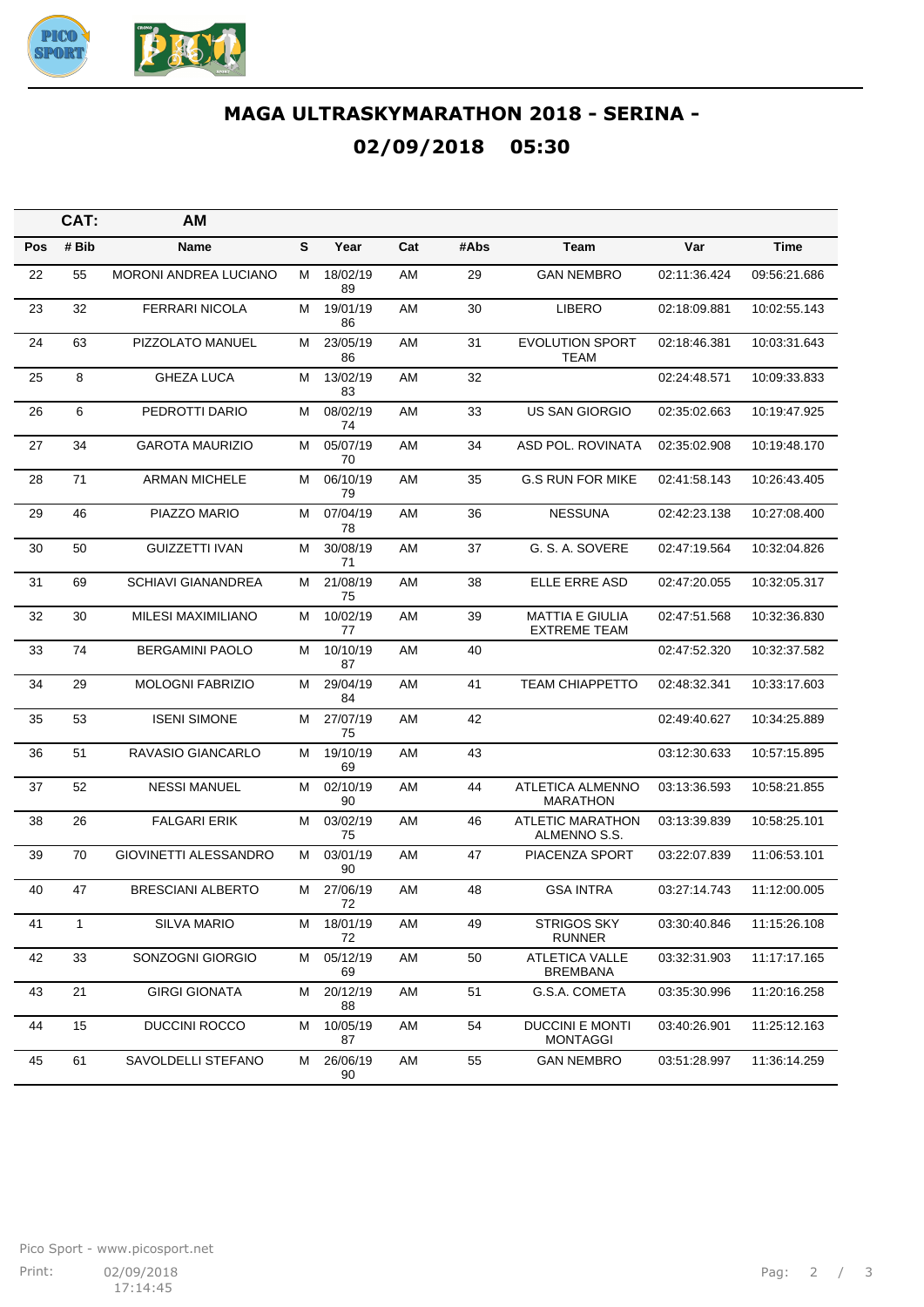# MAGA ULTRASKYMARATHON 2018 - SERINA - 02/09/2018 05:30

| CAT: | AM | | | | | | | | |
|---|---|---|---|---|---|---|---|---|---|
| **Pos** | **# Bib** | **Name** | **S** | **Year** | **Cat** | **#Abs** | **Team** | **Var** | **Time** |
| 22 | 55 | MORONI ANDREA LUCIANO | M | 18/02/1989 | AM | 29 | GAN NEMBRO | 02:11:36.424 | 09:56:21.686 |
| 23 | 32 | FERRARI NICOLA | M | 19/01/1986 | AM | 30 | LIBERO | 02:18:09.881 | 10:02:55.143 |
| 24 | 63 | PIZZOLATO MANUEL | M | 23/05/1986 | AM | 31 | EVOLUTION SPORT TEAM | 02:18:46.381 | 10:03:31.643 |
| 25 | 8 | GHEZA LUCA | M | 13/02/1983 | AM | 32 | | 02:24:48.571 | 10:09:33.833 |
| 26 | 6 | PEDROTTI DARIO | M | 08/02/1974 | AM | 33 | US SAN GIORGIO | 02:35:02.663 | 10:19:47.925 |
| 27 | 34 | GAROTA MAURIZIO | M | 05/07/1970 | AM | 34 | ASD POL. ROVINATA | 02:35:02.908 | 10:19:48.170 |
| 28 | 71 | ARMAN MICHELE | M | 06/10/1979 | AM | 35 | G.S RUN FOR MIKE | 02:41:58.143 | 10:26:43.405 |
| 29 | 46 | PIAZZO MARIO | M | 07/04/1978 | AM | 36 | NESSUNA | 02:42:23.138 | 10:27:08.400 |
| 30 | 50 | GUIZZETTI IVAN | M | 30/08/1971 | AM | 37 | G. S. A. SOVERE | 02:47:19.564 | 10:32:04.826 |
| 31 | 69 | SCHIAVI GIANANDREA | M | 21/08/1975 | AM | 38 | ELLE ERRE ASD | 02:47:20.055 | 10:32:05.317 |
| 32 | 30 | MILESI MAXIMILIANO | M | 10/02/1977 | AM | 39 | MATTIA E GIULIA EXTREME TEAM | 02:47:51.568 | 10:32:36.830 |
| 33 | 74 | BERGAMINI PAOLO | M | 10/10/1987 | AM | 40 | | 02:47:52.320 | 10:32:37.582 |
| 34 | 29 | MOLOGNI FABRIZIO | M | 29/04/1984 | AM | 41 | TEAM CHIAPPETTO | 02:48:32.341 | 10:33:17.603 |
| 35 | 53 | ISENI SIMONE | M | 27/07/1975 | AM | 42 | | 02:49:40.627 | 10:34:25.889 |
| 36 | 51 | RAVASIO GIANCARLO | M | 19/10/1969 | AM | 43 | | 03:12:30.633 | 10:57:15.895 |
| 37 | 52 | NESSI MANUEL | M | 02/10/1990 | AM | 44 | ATLETICA ALMENNO MARATHON | 03:13:36.593 | 10:58:21.855 |
| 38 | 26 | FALGARI ERIK | M | 03/02/1975 | AM | 46 | ATLETIC MARATHON ALMENNO S.S. | 03:13:39.839 | 10:58:25.101 |
| 39 | 70 | GIOVINETTI ALESSANDRO | M | 03/01/1990 | AM | 47 | PIACENZA SPORT | 03:22:07.839 | 11:06:53.101 |
| 40 | 47 | BRESCIANI ALBERTO | M | 27/06/1972 | AM | 48 | GSA INTRA | 03:27:14.743 | 11:12:00.005 |
| 41 | 1 | SILVA MARIO | M | 18/01/1972 | AM | 49 | STRIGOS SKY RUNNER | 03:30:40.846 | 11:15:26.108 |
| 42 | 33 | SONZOGNI GIORGIO | M | 05/12/1969 | AM | 50 | ATLETICA VALLE BREMBANA | 03:32:31.903 | 11:17:17.165 |
| 43 | 21 | GIRGI GIONATA | M | 20/12/1988 | AM | 51 | G.S.A. COMETA | 03:35:30.996 | 11:20:16.258 |
| 44 | 15 | DUCCINI ROCCO | M | 10/05/1987 | AM | 54 | DUCCINI E MONTI MONTAGGI | 03:40:26.901 | 11:25:12.163 |
| 45 | 61 | SAVOLDELLI STEFANO | M | 26/06/1990 | AM | 55 | GAN NEMBRO | 03:51:28.997 | 11:36:14.259 |

Pico Sport - www.picosport.net

Print: 02/09/2018 17:14:45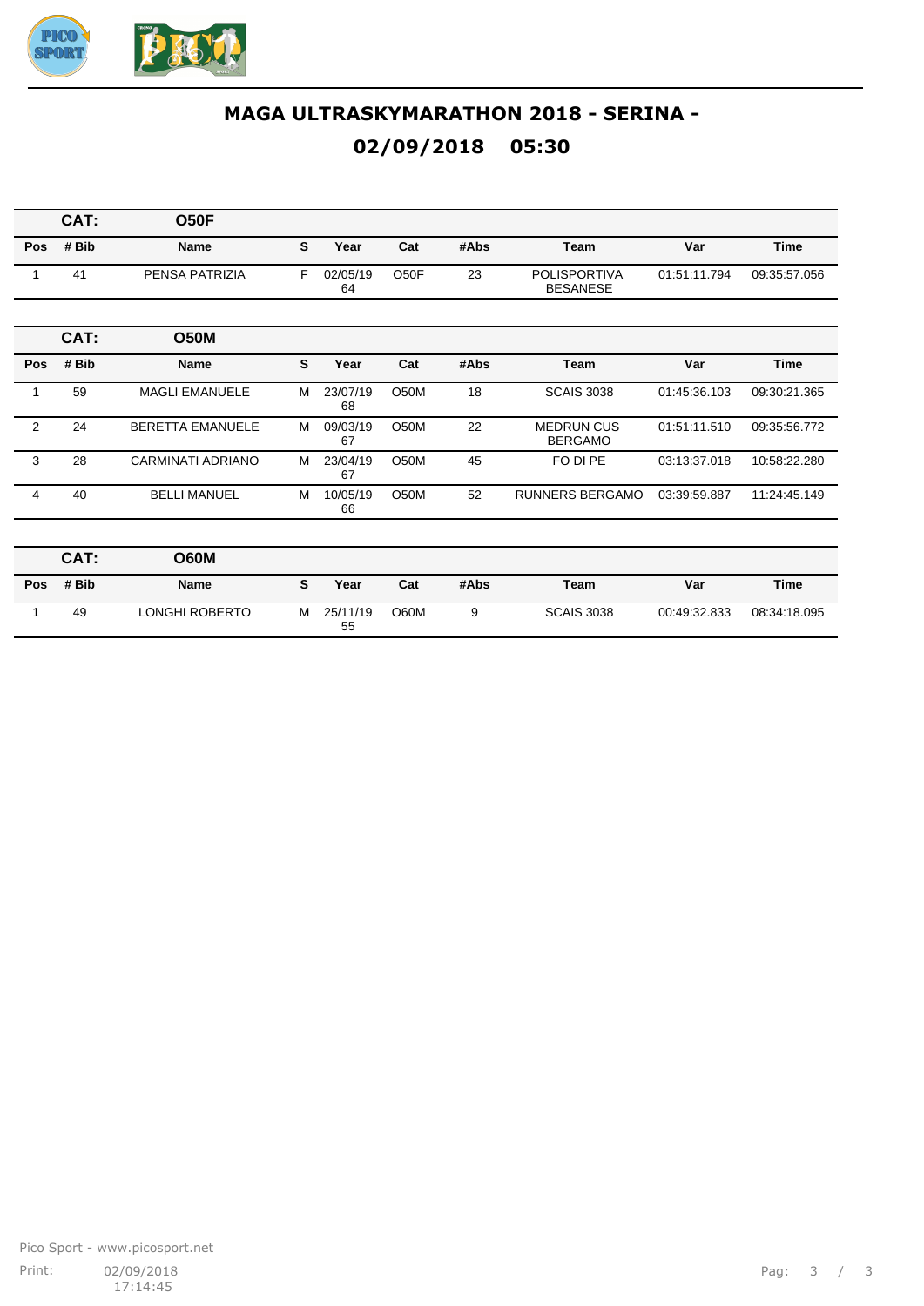# MAGA ULTRASKYMARATHON 2018 - SERINA -

# 02/09/2018 05:30

**CAT: O50F**

| Pos | # Bib | Name | S | Year | Cat | #Abs | Team | Var | Time |
|---|---|---|---|---|---|---|---|---|---|
| 1 | 41 | PENSA PATRIZIA | F | 02/05/1964 | O50F | 23 | POLISPORTIVA BESANESE | 01:51:11.794 | 09:35:57.056 |

**CAT: O50M**

| Pos | # Bib | Name | S | Year | Cat | #Abs | Team | Var | Time |
|---|---|---|---|---|---|---|---|---|---|
| 1 | 59 | MAGLI EMANUELE | M | 23/07/1968 | O50M | 18 | SCAIS 3038 | 01:45:36.103 | 09:30:21.365 |
| 2 | 24 | BERETTA EMANUELE | M | 09/03/1967 | O50M | 22 | MEDRUN CUS BERGAMO | 01:51:11.510 | 09:35:56.772 |
| 3 | 28 | CARMINATI ADRIANO | M | 23/04/1967 | O50M | 45 | FO DI PE | 03:13:37.018 | 10:58:22.280 |
| 4 | 40 | BELLI MANUEL | M | 10/05/1966 | O50M | 52 | RUNNERS BERGAMO | 03:39:59.887 | 11:24:45.149 |

**CAT: O60M**

| Pos | # Bib | Name | S | Year | Cat | #Abs | Team | Var | Time |
|---|---|---|---|---|---|---|---|---|---|
| 1 | 49 | LONGHI ROBERTO | M | 25/11/1955 | O60M | 9 | SCAIS 3038 | 00:49:32.833 | 08:34:18.095 |

Pico Sport - www.picosport.net

Print: 02/09/2018 17:14:45